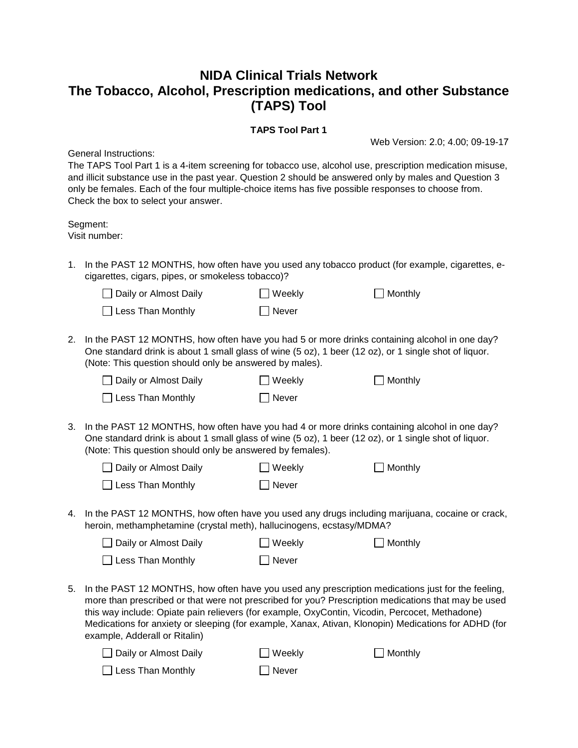# NIDA Clinical Trials Network
# The Tobacco, Alcohol, Prescription medications, and other Substance (TAPS) Tool

**TAPS Tool Part 1**

Web Version: 2.0; 4.00; 09-19-17

General Instructions:
The TAPS Tool Part 1 is a 4-item screening for tobacco use, alcohol use, prescription medication misuse, and illicit substance use in the past year. Question 2 should be answered only by males and Question 3 only be females. Each of the four multiple-choice items has five possible responses to choose from. Check the box to select your answer.

Segment:
Visit number:

1. In the PAST 12 MONTHS, how often have you used any tobacco product (for example, cigarettes, e-cigarettes, cigars, pipes, or smokeless tobacco)?

   ☐ Daily or Almost Daily ☐ Weekly ☐ Monthly
   ☐ Less Than Monthly ☐ Never

2. In the PAST 12 MONTHS, how often have you had 5 or more drinks containing alcohol in one day? One standard drink is about 1 small glass of wine (5 oz), 1 beer (12 oz), or 1 single shot of liquor. (Note: This question should only be answered by males).

   ☐ Daily or Almost Daily ☐ Weekly ☐ Monthly
   ☐ Less Than Monthly ☐ Never

3. In the PAST 12 MONTHS, how often have you had 4 or more drinks containing alcohol in one day? One standard drink is about 1 small glass of wine (5 oz), 1 beer (12 oz), or 1 single shot of liquor. (Note: This question should only be answered by females).

   ☐ Daily or Almost Daily ☐ Weekly ☐ Monthly
   ☐ Less Than Monthly ☐ Never

4. In the PAST 12 MONTHS, how often have you used any drugs including marijuana, cocaine or crack, heroin, methamphetamine (crystal meth), hallucinogens, ecstasy/MDMA?

   ☐ Daily or Almost Daily ☐ Weekly ☐ Monthly
   ☐ Less Than Monthly ☐ Never

5. In the PAST 12 MONTHS, how often have you used any prescription medications just for the feeling, more than prescribed or that were not prescribed for you? Prescription medications that may be used this way include: Opiate pain relievers (for example, OxyContin, Vicodin, Percocet, Methadone) Medications for anxiety or sleeping (for example, Xanax, Ativan, Klonopin) Medications for ADHD (for example, Adderall or Ritalin)

   ☐ Daily or Almost Daily ☐ Weekly ☐ Monthly
   ☐ Less Than Monthly ☐ Never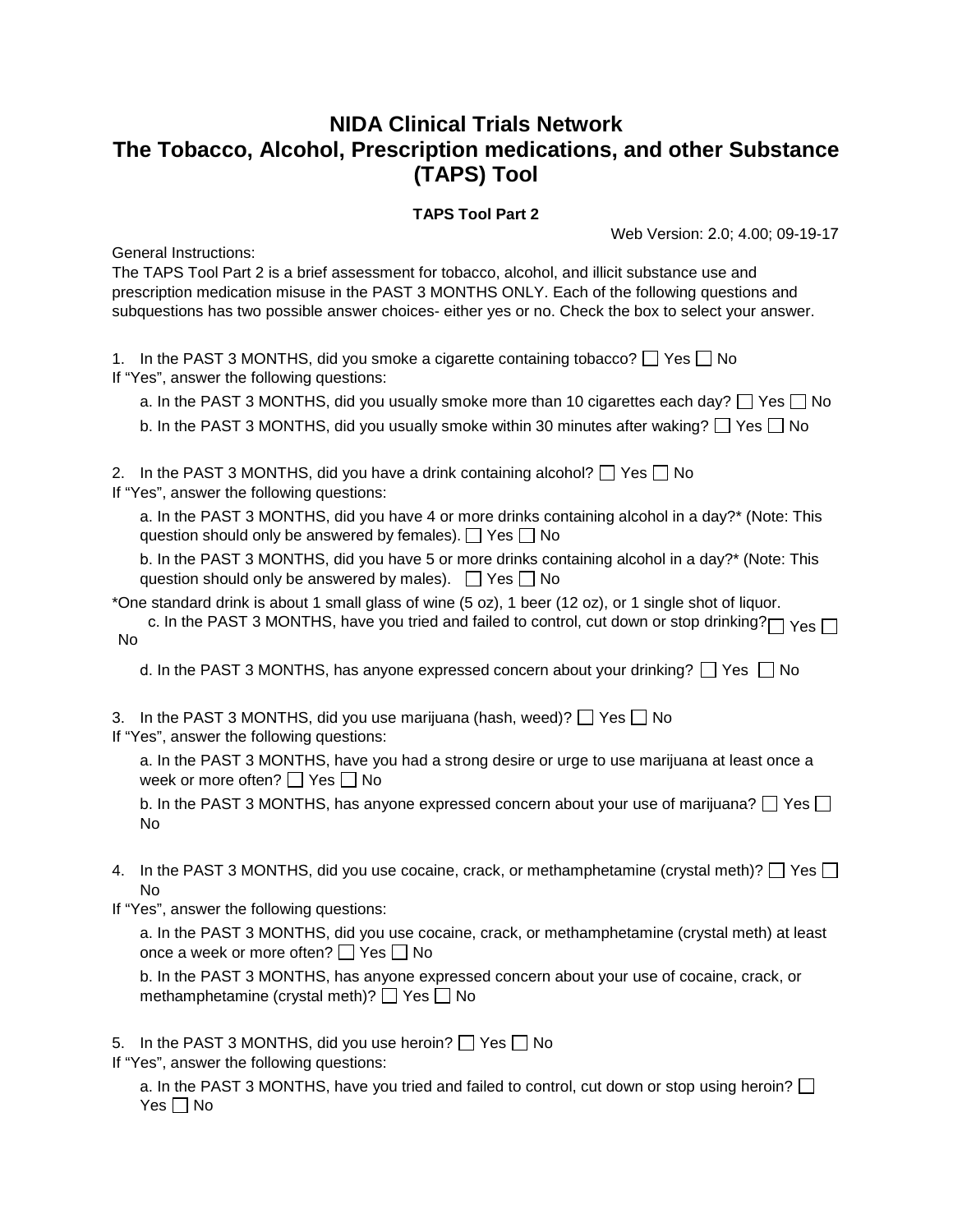# NIDA Clinical Trials Network
# The Tobacco, Alcohol, Prescription medications, and other Substance (TAPS) Tool

**TAPS Tool Part 2**

Web Version: 2.0; 4.00; 09-19-17

General Instructions:
The TAPS Tool Part 2 is a brief assessment for tobacco, alcohol, and illicit substance use and prescription medication misuse in the PAST 3 MONTHS ONLY. Each of the following questions and subquestions has two possible answer choices- either yes or no. Check the box to select your answer.

1. In the PAST 3 MONTHS, did you smoke a cigarette containing tobacco? ☐ Yes ☐ No

If "Yes", answer the following questions:

   a. In the PAST 3 MONTHS, did you usually smoke more than 10 cigarettes each day? ☐ Yes ☐ No

   b. In the PAST 3 MONTHS, did you usually smoke within 30 minutes after waking? ☐ Yes ☐ No

2. In the PAST 3 MONTHS, did you have a drink containing alcohol? ☐ Yes ☐ No

If "Yes", answer the following questions:

   a. In the PAST 3 MONTHS, did you have 4 or more drinks containing alcohol in a day?* (Note: This question should only be answered by females). ☐ Yes ☐ No

   b. In the PAST 3 MONTHS, did you have 5 or more drinks containing alcohol in a day?* (Note: This question should only be answered by males). ☐ Yes ☐ No

*One standard drink is about 1 small glass of wine (5 oz), 1 beer (12 oz), or 1 single shot of liquor.

   c. In the PAST 3 MONTHS, have you tried and failed to control, cut down or stop drinking? ☐ Yes ☐ No

   d. In the PAST 3 MONTHS, has anyone expressed concern about your drinking? ☐ Yes ☐ No

3. In the PAST 3 MONTHS, did you use marijuana (hash, weed)? ☐ Yes ☐ No

If "Yes", answer the following questions:

   a. In the PAST 3 MONTHS, have you had a strong desire or urge to use marijuana at least once a week or more often? ☐ Yes ☐ No

   b. In the PAST 3 MONTHS, has anyone expressed concern about your use of marijuana? ☐ Yes ☐ No

4. In the PAST 3 MONTHS, did you use cocaine, crack, or methamphetamine (crystal meth)? ☐ Yes ☐ No

If "Yes", answer the following questions:

   a. In the PAST 3 MONTHS, did you use cocaine, crack, or methamphetamine (crystal meth) at least once a week or more often? ☐ Yes ☐ No

   b. In the PAST 3 MONTHS, has anyone expressed concern about your use of cocaine, crack, or methamphetamine (crystal meth)? ☐ Yes ☐ No

5. In the PAST 3 MONTHS, did you use heroin? ☐ Yes ☐ No

If "Yes", answer the following questions:

   a. In the PAST 3 MONTHS, have you tried and failed to control, cut down or stop using heroin? ☐ Yes ☐ No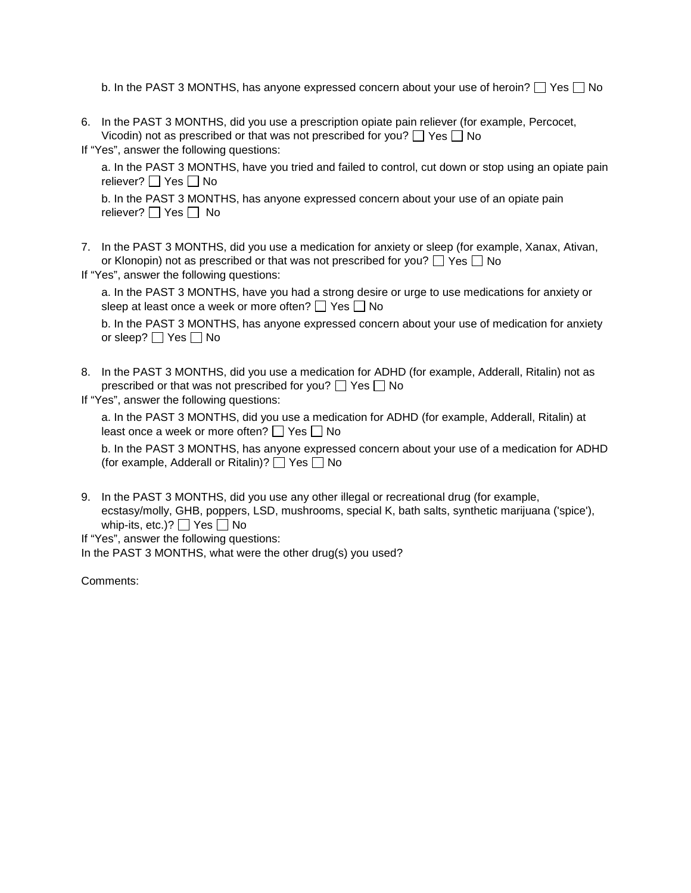b. In the PAST 3 MONTHS, has anyone expressed concern about your use of heroin? ☐ Yes ☐ No

6. In the PAST 3 MONTHS, did you use a prescription opiate pain reliever (for example, Percocet, Vicodin) not as prescribed or that was not prescribed for you? ☐ Yes ☐ No

If "Yes", answer the following questions:

a. In the PAST 3 MONTHS, have you tried and failed to control, cut down or stop using an opiate pain reliever? ☐ Yes ☐ No

b. In the PAST 3 MONTHS, has anyone expressed concern about your use of an opiate pain reliever? ☐ Yes ☐ No

7. In the PAST 3 MONTHS, did you use a medication for anxiety or sleep (for example, Xanax, Ativan, or Klonopin) not as prescribed or that was not prescribed for you? ☐ Yes ☐ No

If "Yes", answer the following questions:

a. In the PAST 3 MONTHS, have you had a strong desire or urge to use medications for anxiety or sleep at least once a week or more often? ☐ Yes ☐ No

b. In the PAST 3 MONTHS, has anyone expressed concern about your use of medication for anxiety or sleep? ☐ Yes ☐ No

8. In the PAST 3 MONTHS, did you use a medication for ADHD (for example, Adderall, Ritalin) not as prescribed or that was not prescribed for you? ☐ Yes ☐ No

If "Yes", answer the following questions:

a. In the PAST 3 MONTHS, did you use a medication for ADHD (for example, Adderall, Ritalin) at least once a week or more often? ☐ Yes ☐ No

b. In the PAST 3 MONTHS, has anyone expressed concern about your use of a medication for ADHD (for example, Adderall or Ritalin)? ☐ Yes ☐ No

9. In the PAST 3 MONTHS, did you use any other illegal or recreational drug (for example, ecstasy/molly, GHB, poppers, LSD, mushrooms, special K, bath salts, synthetic marijuana ('spice'), whip-its, etc.)? ☐ Yes ☐ No

If "Yes", answer the following questions:

In the PAST 3 MONTHS, what were the other drug(s) you used?

Comments: